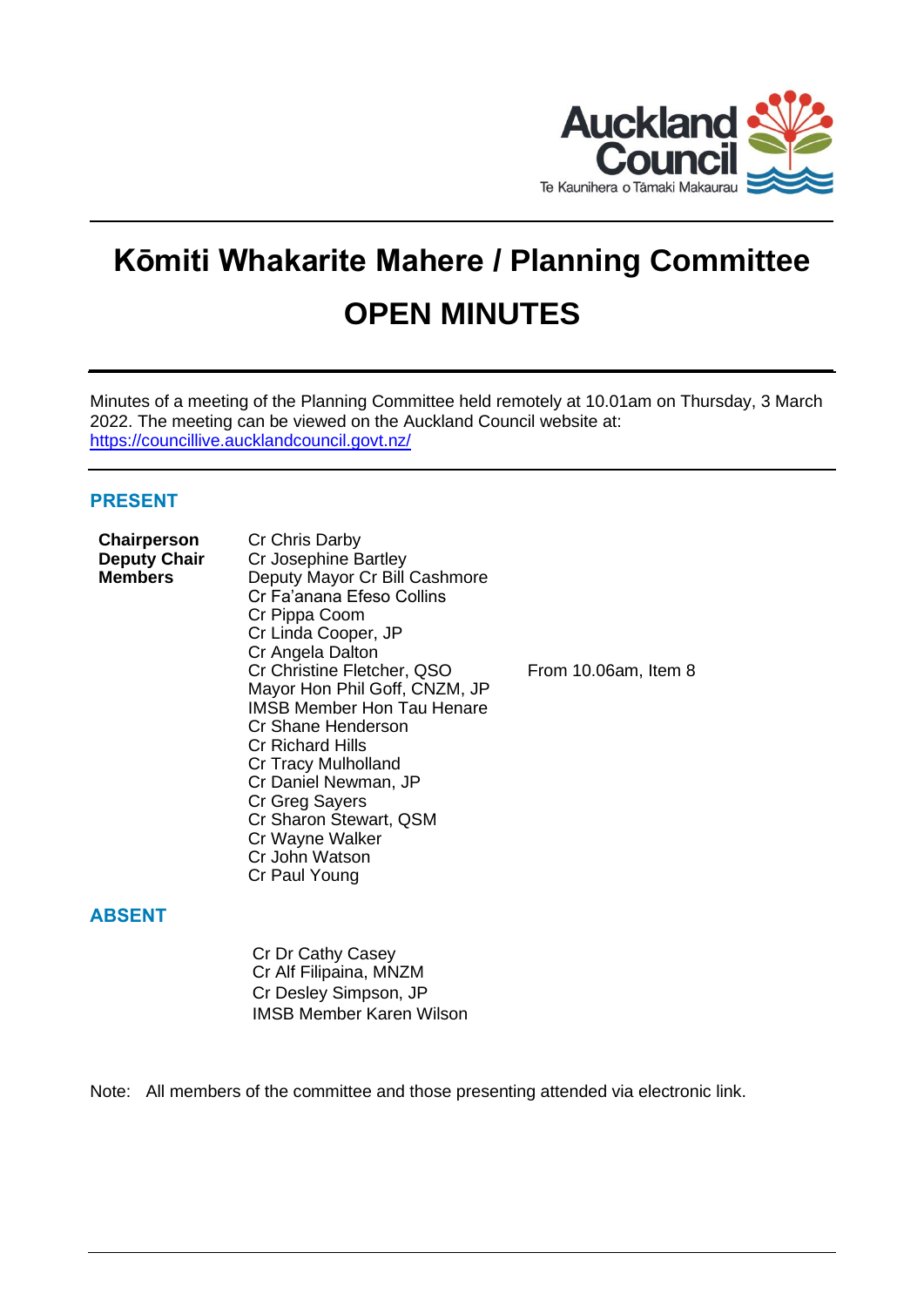# Kōmiti Whakarite Mahere / Planning Committee

# OPEN MINUTES

Minutes of a meeting of the Planning Committee held remotely at 10.01am on Thursday, 3 March 2022. The meeting can be viewed on the Auckland Council website at: https://councillive.aucklandcouncil.govt.nz/

## PRESENT

| | | |
|---|---|---|
| **Chairperson** | Cr Chris Darby | |
| **Deputy Chair** | Cr Josephine Bartley | |
| **Members** | Deputy Mayor Cr Bill Cashmore | |
| | Cr Fa'anana Efeso Collins | |
| | Cr Pippa Coom | |
| | Cr Linda Cooper, JP | |
| | Cr Angela Dalton | |
| | Cr Christine Fletcher, QSO | From 10.06am, Item 8 |
| | Mayor Hon Phil Goff, CNZM, JP | |
| | IMSB Member Hon Tau Henare | |
| | Cr Shane Henderson | |
| | Cr Richard Hills | |
| | Cr Tracy Mulholland | |
| | Cr Daniel Newman, JP | |
| | Cr Greg Sayers | |
| | Cr Sharon Stewart, QSM | |
| | Cr Wayne Walker | |
| | Cr John Watson | |
| | Cr Paul Young | |

## ABSENT

Cr Dr Cathy Casey
Cr Alf Filipaina, MNZM
Cr Desley Simpson, JP
IMSB Member Karen Wilson

Note: All members of the committee and those presenting attended via electronic link.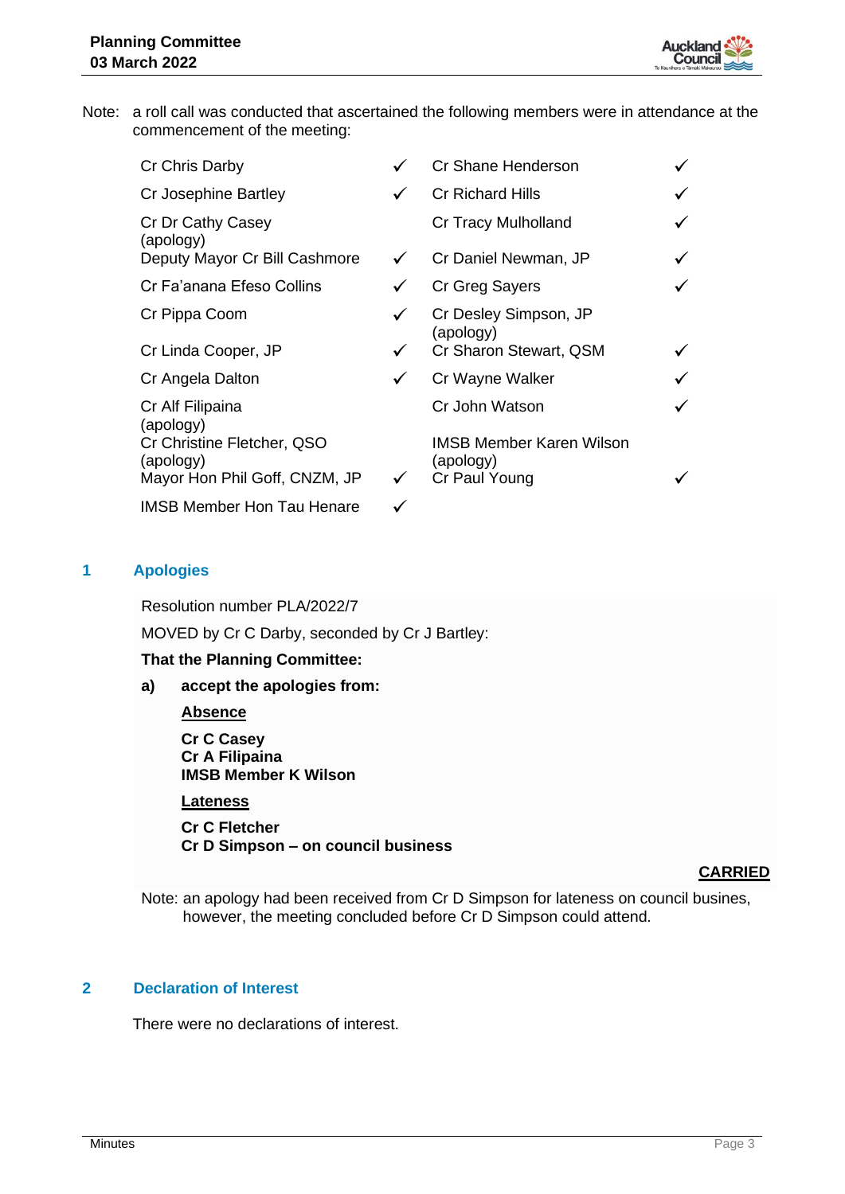Note: a roll call was conducted that ascertained the following members were in attendance at the commencement of the meeting:

| | | | |
|---|---|---|---|
| Cr Chris Darby | ✓ | Cr Shane Henderson | ✓ |
| Cr Josephine Bartley | ✓ | Cr Richard Hills | ✓ |
| Cr Dr Cathy Casey (apology) | | Cr Tracy Mulholland | ✓ |
| Deputy Mayor Cr Bill Cashmore | ✓ | Cr Daniel Newman, JP | ✓ |
| Cr Fa'anana Efeso Collins | ✓ | Cr Greg Sayers | ✓ |
| Cr Pippa Coom | ✓ | Cr Desley Simpson, JP (apology) | |
| Cr Linda Cooper, JP | ✓ | Cr Sharon Stewart, QSM | ✓ |
| Cr Angela Dalton | ✓ | Cr Wayne Walker | ✓ |
| Cr Alf Filipaina (apology) | | Cr John Watson | ✓ |
| Cr Christine Fletcher, QSO (apology) | | IMSB Member Karen Wilson (apology) | |
| Mayor Hon Phil Goff, CNZM, JP | ✓ | Cr Paul Young | ✓ |
| IMSB Member Hon Tau Henare | ✓ | | |

## 1 Apologies

Resolution number PLA/2022/7

MOVED by Cr C Darby, seconded by Cr J Bartley:

**That the Planning Committee:**

**a) accept the apologies from:**

**Absence**

**Cr C Casey**
**Cr A Filipaina**
**IMSB Member K Wilson**

**Lateness**

**Cr C Fletcher**
**Cr D Simpson – on council business**

**CARRIED**

Note: an apology had been received from Cr D Simpson for lateness on council busines, however, the meeting concluded before Cr D Simpson could attend.

## 2 Declaration of Interest

There were no declarations of interest.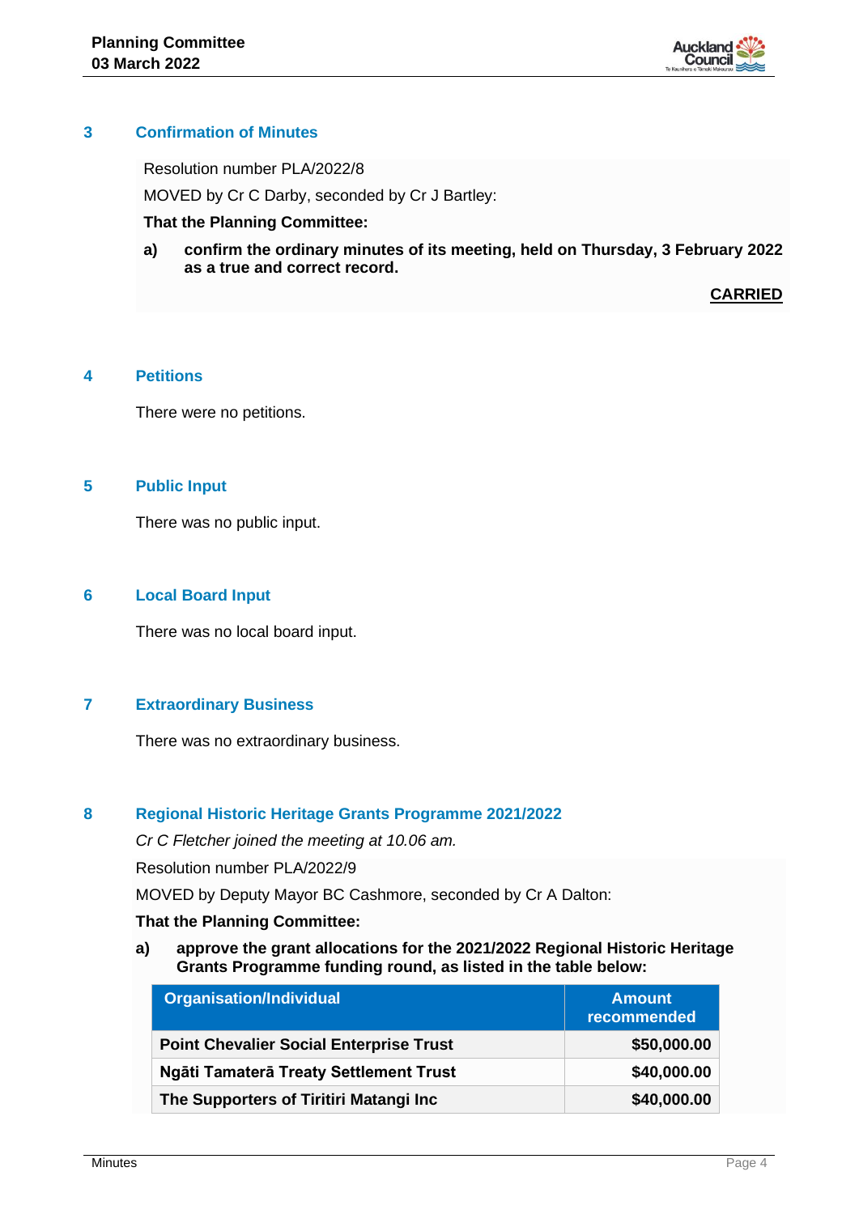## 3 Confirmation of Minutes

Resolution number PLA/2022/8

MOVED by Cr C Darby, seconded by Cr J Bartley:

**That the Planning Committee:**

**a) confirm the ordinary minutes of its meeting, held on Thursday, 3 February 2022 as a true and correct record.**

**CARRIED**

## 4 Petitions

There were no petitions.

## 5 Public Input

There was no public input.

## 6 Local Board Input

There was no local board input.

## 7 Extraordinary Business

There was no extraordinary business.

## 8 Regional Historic Heritage Grants Programme 2021/2022

*Cr C Fletcher joined the meeting at 10.06 am.*

Resolution number PLA/2022/9

MOVED by Deputy Mayor BC Cashmore, seconded by Cr A Dalton:

**That the Planning Committee:**

**a) approve the grant allocations for the 2021/2022 Regional Historic Heritage Grants Programme funding round, as listed in the table below:**

| Organisation/Individual | Amount recommended |
|---|---|
| **Point Chevalier Social Enterprise Trust** | **$50,000.00** |
| **Ngāti Tamaterā Treaty Settlement Trust** | **$40,000.00** |
| **The Supporters of Tiritiri Matangi Inc** | **$40,000.00** |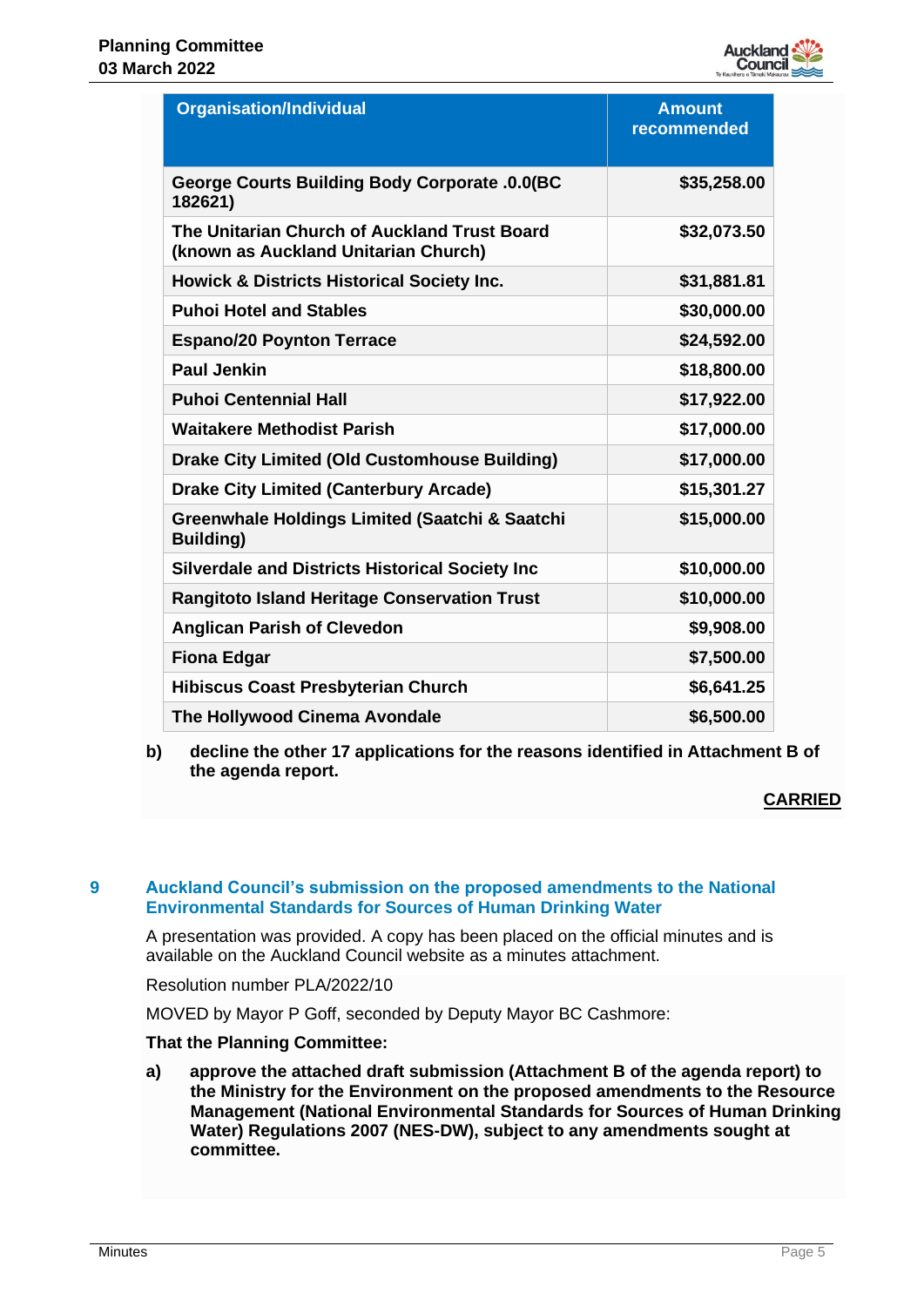| Organisation/Individual | Amount recommended |
| --- | --- |
| George Courts Building Body Corporate .0.0(BC 182621) | $35,258.00 |
| The Unitarian Church of Auckland Trust Board (known as Auckland Unitarian Church) | $32,073.50 |
| Howick & Districts Historical Society Inc. | $31,881.81 |
| Puhoi Hotel and Stables | $30,000.00 |
| Espano/20 Poynton Terrace | $24,592.00 |
| Paul Jenkin | $18,800.00 |
| Puhoi Centennial Hall | $17,922.00 |
| Waitakere Methodist Parish | $17,000.00 |
| Drake City Limited (Old Customhouse Building) | $17,000.00 |
| Drake City Limited (Canterbury Arcade) | $15,301.27 |
| Greenwhale Holdings Limited (Saatchi & Saatchi Building) | $15,000.00 |
| Silverdale and Districts Historical Society Inc | $10,000.00 |
| Rangitoto Island Heritage Conservation Trust | $10,000.00 |
| Anglican Parish of Clevedon | $9,908.00 |
| Fiona Edgar | $7,500.00 |
| Hibiscus Coast Presbyterian Church | $6,641.25 |
| The Hollywood Cinema Avondale | $6,500.00 |

**b) decline the other 17 applications for the reasons identified in Attachment B of the agenda report.**

**CARRIED**

## 9 Auckland Council's submission on the proposed amendments to the National Environmental Standards for Sources of Human Drinking Water

A presentation was provided. A copy has been placed on the official minutes and is available on the Auckland Council website as a minutes attachment.

Resolution number PLA/2022/10

MOVED by Mayor P Goff, seconded by Deputy Mayor BC Cashmore:

**That the Planning Committee:**

**a) approve the attached draft submission (Attachment B of the agenda report) to the Ministry for the Environment on the proposed amendments to the Resource Management (National Environmental Standards for Sources of Human Drinking Water) Regulations 2007 (NES-DW), subject to any amendments sought at committee.**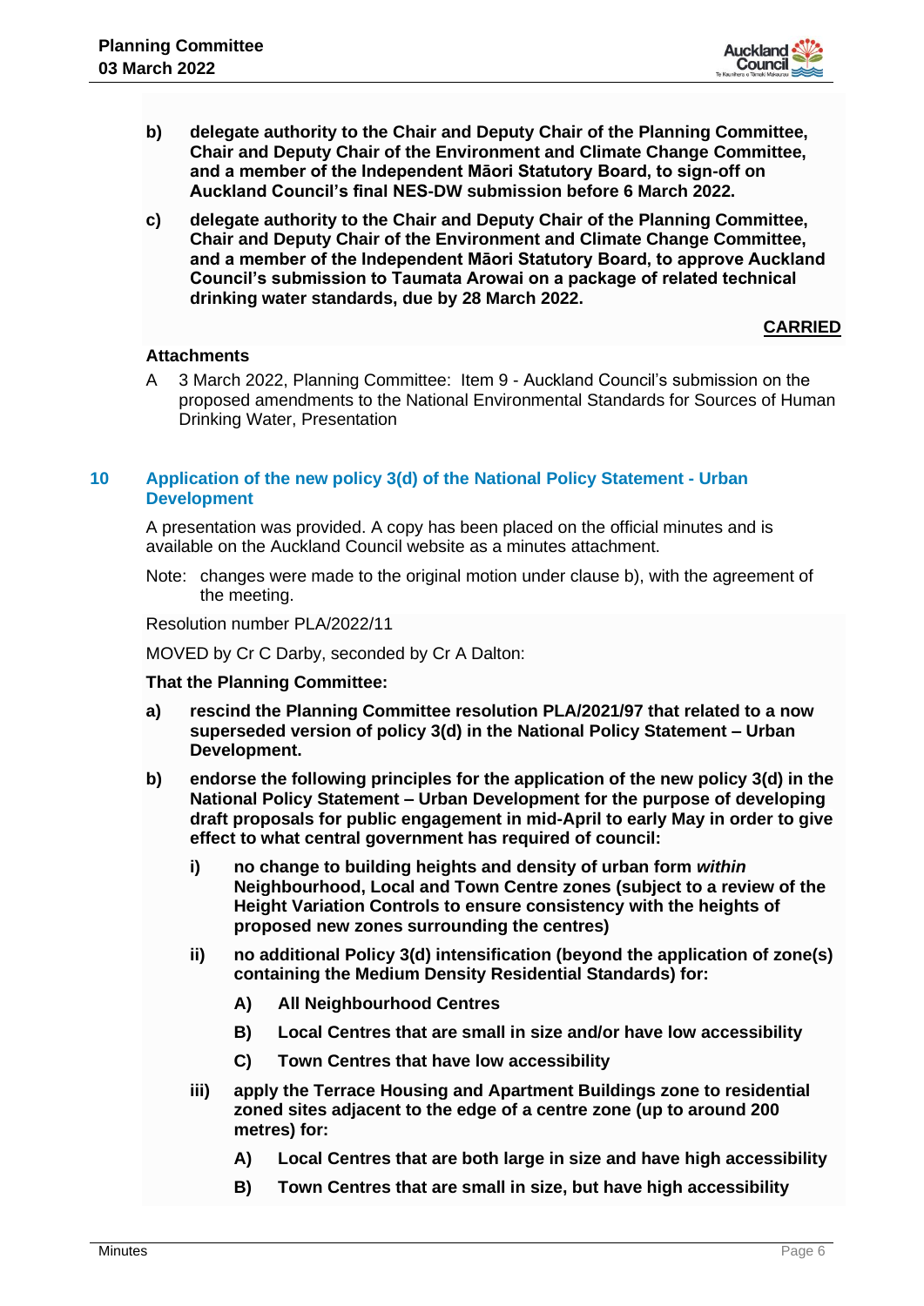**b) delegate authority to the Chair and Deputy Chair of the Planning Committee, Chair and Deputy Chair of the Environment and Climate Change Committee, and a member of the Independent Māori Statutory Board, to sign-off on Auckland Council's final NES-DW submission before 6 March 2022.**

**c) delegate authority to the Chair and Deputy Chair of the Planning Committee, Chair and Deputy Chair of the Environment and Climate Change Committee, and a member of the Independent Māori Statutory Board, to approve Auckland Council's submission to Taumata Arowai on a package of related technical drinking water standards, due by 28 March 2022.**

**CARRIED**

**Attachments**

A 3 March 2022, Planning Committee: Item 9 - Auckland Council's submission on the proposed amendments to the National Environmental Standards for Sources of Human Drinking Water, Presentation

## 10 Application of the new policy 3(d) of the National Policy Statement - Urban Development

A presentation was provided. A copy has been placed on the official minutes and is available on the Auckland Council website as a minutes attachment.

Note: changes were made to the original motion under clause b), with the agreement of the meeting.

Resolution number PLA/2022/11

MOVED by Cr C Darby, seconded by Cr A Dalton:

**That the Planning Committee:**

**a) rescind the Planning Committee resolution PLA/2021/97 that related to a now superseded version of policy 3(d) in the National Policy Statement – Urban Development.**

**b) endorse the following principles for the application of the new policy 3(d) in the National Policy Statement – Urban Development for the purpose of developing draft proposals for public engagement in mid-April to early May in order to give effect to what central government has required of council:**

- **i) no change to building heights and density of urban form *within* Neighbourhood, Local and Town Centre zones (subject to a review of the Height Variation Controls to ensure consistency with the heights of proposed new zones surrounding the centres)**
- **ii) no additional Policy 3(d) intensification (beyond the application of zone(s) containing the Medium Density Residential Standards) for:**
  - **A) All Neighbourhood Centres**
  - **B) Local Centres that are small in size and/or have low accessibility**
  - **C) Town Centres that have low accessibility**
- **iii) apply the Terrace Housing and Apartment Buildings zone to residential zoned sites adjacent to the edge of a centre zone (up to around 200 metres) for:**
  - **A) Local Centres that are both large in size and have high accessibility**
  - **B) Town Centres that are small in size, but have high accessibility**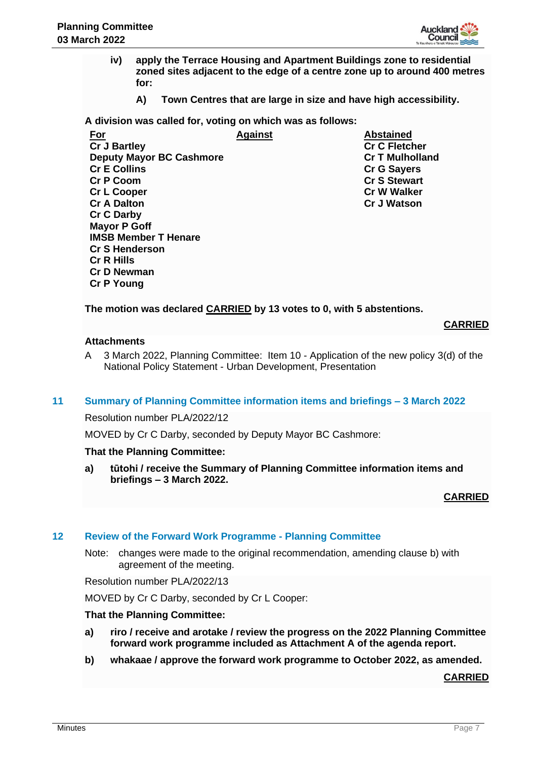**iv) apply the Terrace Housing and Apartment Buildings zone to residential zoned sites adjacent to the edge of a centre zone up to around 400 metres for:**

**A) Town Centres that are large in size and have high accessibility.**

**A division was called for, voting on which was as follows:**

| For | Against | Abstained |
|---|---|---|
| Cr J Bartley | | Cr C Fletcher |
| Deputy Mayor BC Cashmore | | Cr T Mulholland |
| Cr E Collins | | Cr G Sayers |
| Cr P Coom | | Cr S Stewart |
| Cr L Cooper | | Cr W Walker |
| Cr A Dalton | | Cr J Watson |
| Cr C Darby | | |
| Mayor P Goff | | |
| IMSB Member T Henare | | |
| Cr S Henderson | | |
| Cr R Hills | | |
| Cr D Newman | | |
| Cr P Young | | |

**The motion was declared CARRIED by 13 votes to 0, with 5 abstentions.**

**CARRIED**

**Attachments**

A 3 March 2022, Planning Committee: Item 10 - Application of the new policy 3(d) of the National Policy Statement - Urban Development, Presentation

## 11 Summary of Planning Committee information items and briefings – 3 March 2022

Resolution number PLA/2022/12

MOVED by Cr C Darby, seconded by Deputy Mayor BC Cashmore:

**That the Planning Committee:**

**a) tūtohi / receive the Summary of Planning Committee information items and briefings – 3 March 2022.**

**CARRIED**

## 12 Review of the Forward Work Programme - Planning Committee

Note: changes were made to the original recommendation, amending clause b) with agreement of the meeting.

Resolution number PLA/2022/13

MOVED by Cr C Darby, seconded by Cr L Cooper:

**That the Planning Committee:**

**a) riro / receive and arotake / review the progress on the 2022 Planning Committee forward work programme included as Attachment A of the agenda report.**

**b) whakaae / approve the forward work programme to October 2022, as amended.**

**CARRIED**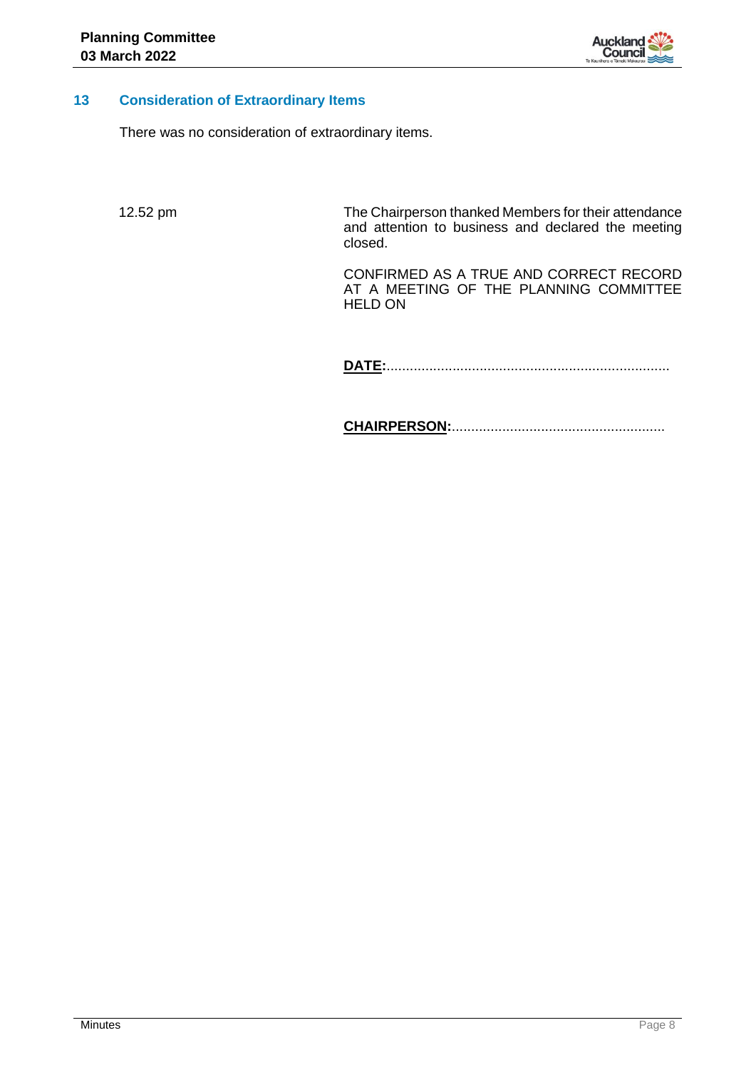## 13 Consideration of Extraordinary Items

There was no consideration of extraordinary items.

12.52 pm

The Chairperson thanked Members for their attendance and attention to business and declared the meeting closed.

CONFIRMED AS A TRUE AND CORRECT RECORD AT A MEETING OF THE PLANNING COMMITTEE HELD ON

**DATE:**.........................................................................

**CHAIRPERSON:**.......................................................